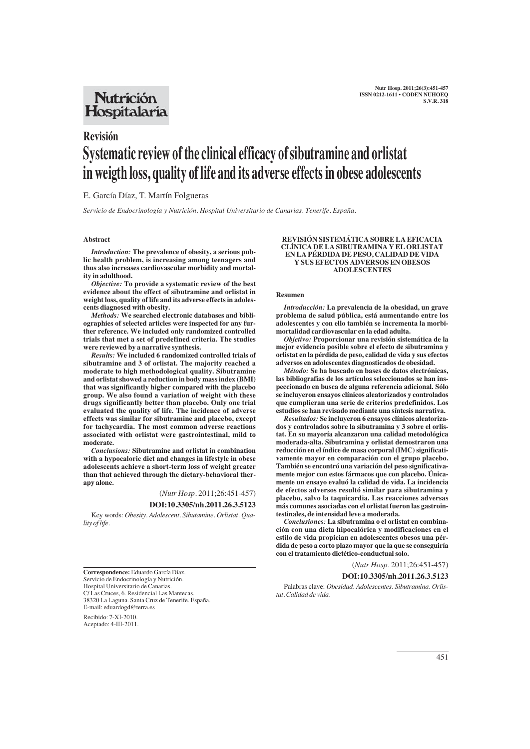Nutrición Hospitalaria

## Revisión

# Systematic review of the clinical efficacy of sibutramine and orlistat in weigth loss, quality of life and its adverse effects in obese adolescents

E. García Díaz, T. Martín Folgueras

*Servicio de Endocrinología y Nutrición. Hospital Universitario de Canarias. Tenerife. España.*

### Abstract

***Introduction:*** **The prevalence of obesity, a serious public health problem, is increasing among teenagers and thus also increases cardiovascular morbidity and mortality in adulthood.**

***Objective:*** **To provide a systematic review of the best evidence about the effect of sibutramine and orlistat in weight loss, quality of life and its adverse effects in adolescents diagnosed with obesity.**

***Methods:*** **We searched electronic databases and bibliographies of selected articles were inspected for any further reference. We included only randomized controlled trials that met a set of predefined criteria. The studies were reviewed by a narrative synthesis.**

***Results:*** **We included 6 randomized controlled trials of sibutramine and 3 of orlistat. The majority reached a moderate to high methodological quality. Sibutramine and orlistat showed a reduction in body mass index (BMI) that was significantly higher compared with the placebo group. We also found a variation of weight with these drugs significantly better than placebo. Only one trial evaluated the quality of life. The incidence of adverse effects was similar for sibutramine and placebo, except for tachycardia. The most common adverse reactions associated with orlistat were gastrointestinal, mild to moderate.**

***Conclusions:*** **Sibutramine and orlistat in combination with a hypocaloric diet and changes in lifestyle in obese adolescents achieve a short-term loss of weight greater than that achieved through the dietary-behavioral therapy alone.**

(*Nutr Hosp*. 2011;26:451-457)

**DOI:10.3305/nh.2011.26.3.5123**

Key words: *Obesity. Adolescent. Sibutamine. Orlistat. Quality of life.*

### REVISIÓN SISTEMÁTICA SOBRE LA EFICACIA CLÍNICA DE LA SIBUTRAMINA Y EL ORLISTAT EN LA PÉRDIDA DE PESO, CALIDAD DE VIDA Y SUS EFECTOS ADVERSOS EN OBESOS ADOLESCENTES

### Resumen

***Introducción:*** **La prevalencia de la obesidad, un grave problema de salud pública, está aumentando entre los adolescentes y con ello también se incrementa la morbimortalidad cardiovascular en la edad adulta.**

***Objetivo:*** **Proporcionar una revisión sistemática de la mejor evidencia posible sobre el efecto de sibutramina y orlistat en la pérdida de peso, calidad de vida y sus efectos adversos en adolescentes diagnosticados de obesidad.**

***Método:*** **Se ha buscado en bases de datos electrónicas, las bibliografías de los artículos seleccionados se han inspeccionado en busca de alguna referencia adicional. Sólo se incluyeron ensayos clínicos aleatorizados y controlados que cumplieran una serie de criterios predefinidos. Los estudios se han revisado mediante una síntesis narrativa.**

***Resultados:*** **Se incluyeron 6 ensayos clínicos aleatorizados y controlados sobre la sibutramina y 3 sobre el orlistat. En su mayoría alcanzaron una calidad metodológica moderada-alta. Sibutramina y orlistat demostraron una reducción en el índice de masa corporal (IMC) significativamente mayor en comparación con el grupo placebo. También se encontró una variación del peso significativamente mejor con estos fármacos que con placebo. Únicamente un ensayo evaluó la calidad de vida. La incidencia de efectos adversos resultó similar para sibutramina y placebo, salvo la taquicardia. Las reacciones adversas más comunes asociadas con el orlistat fueron las gastrointestinales, de intensidad leve a moderada.**

***Conclusiones:*** **La sibutramina o el orlistat en combinación con una dieta hipocalórica y modificaciones en el estilo de vida propician en adolescentes obesos una pérdida de peso a corto plazo mayor que la que se conseguiría con el tratamiento dietético-conductual solo.**

(*Nutr Hosp*. 2011;26:451-457)

**DOI:10.3305/nh.2011.26.3.5123**

Palabras clave: *Obesidad. Adolescentes. Sibutramina. Orlistat. Calidad de vida.*

**Correspondence:** Eduardo García Díaz.
Servicio de Endocrinología y Nutrición.
Hospital Universitario de Canarias.
C/ Las Cruces, 6. Residencial Las Mantecas.
38320 La Laguna. Santa Cruz de Tenerife. España.
E-mail: eduardogd@terra.es

Recibido: 7-XI-2010.
Aceptado: 4-III-2011.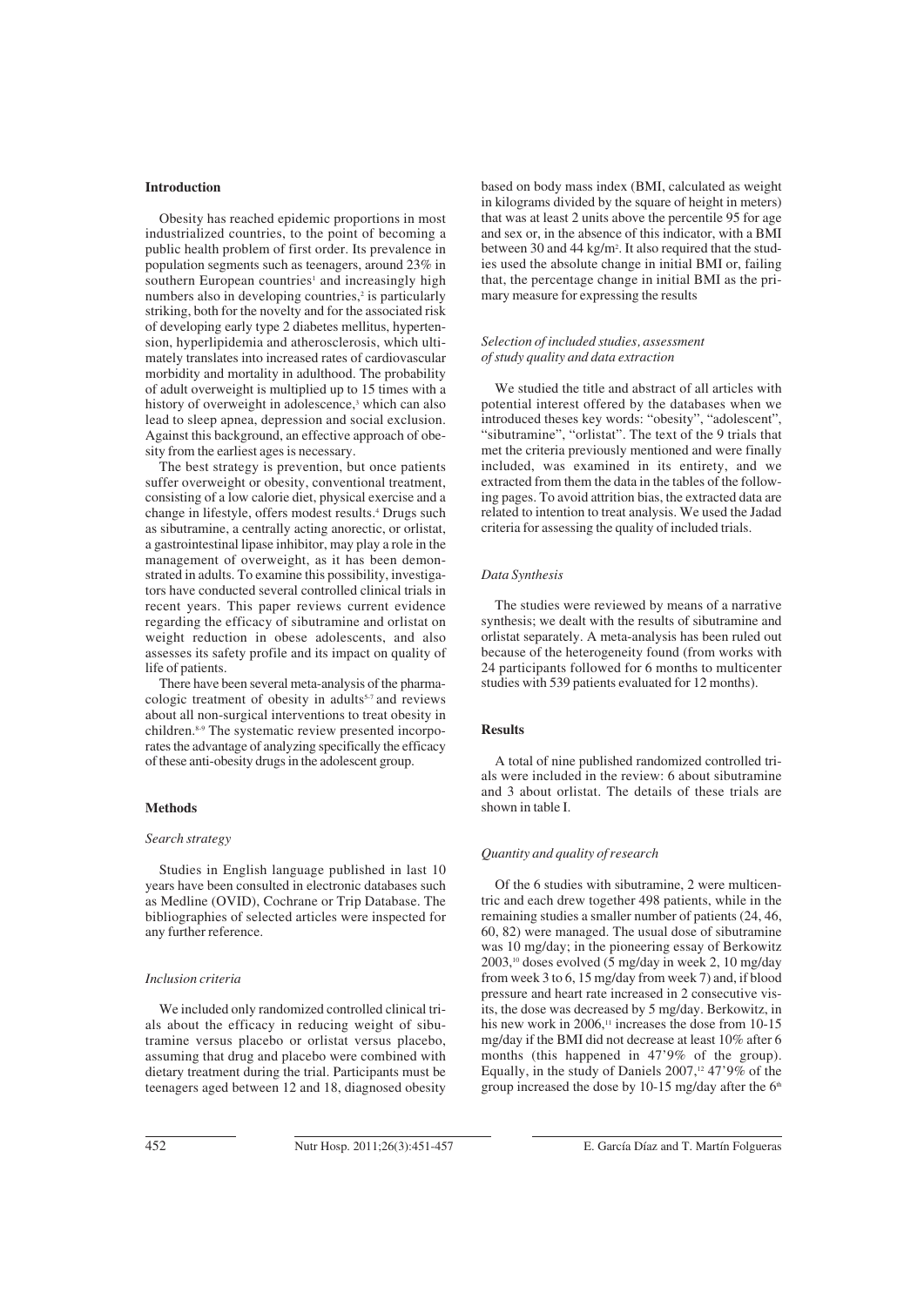## Introduction

Obesity has reached epidemic proportions in most industrialized countries, to the point of becoming a public health problem of first order. Its prevalence in population segments such as teenagers, around 23% in southern European countries[1] and increasingly high numbers also in developing countries,[2] is particularly striking, both for the novelty and for the associated risk of developing early type 2 diabetes mellitus, hypertension, hyperlipidemia and atherosclerosis, which ultimately translates into increased rates of cardiovascular morbidity and mortality in adulthood. The probability of adult overweight is multiplied up to 15 times with a history of overweight in adolescence,[3] which can also lead to sleep apnea, depression and social exclusion. Against this background, an effective approach of obesity from the earliest ages is necessary.

The best strategy is prevention, but once patients suffer overweight or obesity, conventional treatment, consisting of a low calorie diet, physical exercise and a change in lifestyle, offers modest results.[4] Drugs such as sibutramine, a centrally acting anorectic, or orlistat, a gastrointestinal lipase inhibitor, may play a role in the management of overweight, as it has been demonstrated in adults. To examine this possibility, investigators have conducted several controlled clinical trials in recent years. This paper reviews current evidence regarding the efficacy of sibutramine and orlistat on weight reduction in obese adolescents, and also assesses its safety profile and its impact on quality of life of patients.

There have been several meta-analysis of the pharmacologic treatment of obesity in adults[5-7] and reviews about all non-surgical interventions to treat obesity in children.[8-9] The systematic review presented incorporates the advantage of analyzing specifically the efficacy of these anti-obesity drugs in the adolescent group.

## Methods

### *Search strategy*

Studies in English language published in last 10 years have been consulted in electronic databases such as Medline (OVID), Cochrane or Trip Database. The bibliographies of selected articles were inspected for any further reference.

### *Inclusion criteria*

We included only randomized controlled clinical trials about the efficacy in reducing weight of sibutramine versus placebo or orlistat versus placebo, assuming that drug and placebo were combined with dietary treatment during the trial. Participants must be teenagers aged between 12 and 18, diagnosed obesity based on body mass index (BMI, calculated as weight in kilograms divided by the square of height in meters) that was at least 2 units above the percentile 95 for age and sex or, in the absence of this indicator, with a BMI between 30 and 44 kg/m$^2$. It also required that the studies used the absolute change in initial BMI or, failing that, the percentage change in initial BMI as the primary measure for expressing the results

### *Selection of included studies, assessment of study quality and data extraction*

We studied the title and abstract of all articles with potential interest offered by the databases when we introduced theses key words: "obesity", "adolescent", "sibutramine", "orlistat". The text of the 9 trials that met the criteria previously mentioned and were finally included, was examined in its entirety, and we extracted from them the data in the tables of the following pages. To avoid attrition bias, the extracted data are related to intention to treat analysis. We used the Jadad criteria for assessing the quality of included trials.

### *Data Synthesis*

The studies were reviewed by means of a narrative synthesis; we dealt with the results of sibutramine and orlistat separately. A meta-analysis has been ruled out because of the heterogeneity found (from works with 24 participants followed for 6 months to multicenter studies with 539 patients evaluated for 12 months).

## Results

A total of nine published randomized controlled trials were included in the review: 6 about sibutramine and 3 about orlistat. The details of these trials are shown in table I.

### *Quantity and quality of research*

Of the 6 studies with sibutramine, 2 were multicentric and each drew together 498 patients, while in the remaining studies a smaller number of patients (24, 46, 60, 82) were managed. The usual dose of sibutramine was 10 mg/day; in the pioneering essay of Berkowitz 2003,[10] doses evolved (5 mg/day in week 2, 10 mg/day from week 3 to 6, 15 mg/day from week 7) and, if blood pressure and heart rate increased in 2 consecutive visits, the dose was decreased by 5 mg/day. Berkowitz, in his new work in 2006,[11] increases the dose from 10-15 mg/day if the BMI did not decrease at least 10% after 6 months (this happened in 47'9% of the group). Equally, in the study of Daniels 2007,[12] 47'9% of the group increased the dose by 10-15 mg/day after the 6$^{th}$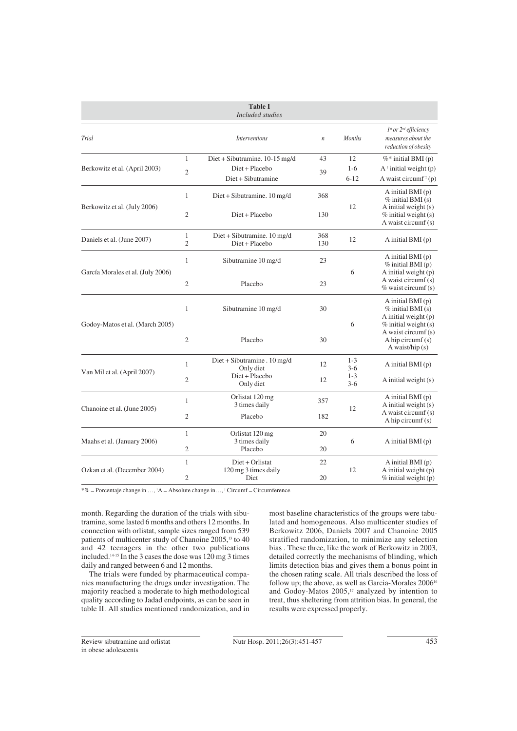**Table I**
*Included studies*

| Trial | | Interventions | n | Months | 1st or 2nd efficiency measures about the reduction of obesity |
|---|---|---|---|---|---|
| Berkowitz et al. (April 2003) | 1 | Diet + Sibutramine. 10-15 mg/d | 43 | 12 | %* initial BMI (p) |
| | 2 | Diet + Placebo | 39 | 1-6 | A † initial weight (p) |
| | | Diet + Sibutramine | | 6-12 | A waist circumf ‡ (p) |
| Berkowitz et al. (July 2006) | 1 | Diet + Sibutramine. 10 mg/d | 368 | 12 | A initial BMI (p)<br>% initial BMI (s)<br>A initial weight (s)<br>% initial weight (s)<br>A waist circumf (s) |
| | 2 | Diet + Placebo | 130 | | |
| Daniels et al. (June 2007) | 1 | Diet + Sibutramine. 10 mg/d | 368 | 12 | A initial BMI (p) |
| | 2 | Diet + Placebo | 130 | | |
| García Morales et al. (July 2006) | 1 | Sibutramine 10 mg/d | 23 | 6 | A initial BMI (p)<br>% initial BMI (p)<br>A initial weight (p)<br>A waist circumf (s)<br>% waist circumf (s) |
| | 2 | Placebo | 23 | | |
| Godoy-Matos et al. (March 2005) | 1 | Sibutramine 10 mg/d | 30 | 6 | A initial BMI (p)<br>% initial BMI (s)<br>A initial weight (p)<br>% initial weight (s)<br>A waist circumf (s)<br>A hip circumf (s)<br>A waist/hip (s) |
| | 2 | Placebo | 30 | | |
| Van Mil et al. (April 2007) | 1 | Diet + Sibutramine . 10 mg/d<br>Only diet | 12 | 1-3<br>3-6 | A initial BMI (p) |
| | 2 | Diet + Placebo<br>Only diet | 12 | 1-3<br>3-6 | A initial weight (s) |
| Chanoine et al. (June 2005) | 1 | Orlistat 120 mg 3 times daily | 357 | 12 | A initial BMI (p)<br>A initial weight (s)<br>A waist circumf (s)<br>A hip circumf (s) |
| | 2 | Placebo | 182 | | |
| Maahs et al. (January 2006) | 1 | Orlistat 120 mg 3 times daily | 20 | 6 | A initial BMI (p) |
| | 2 | Placebo | 20 | | |
| Ozkan et al. (December 2004) | 1 | Diet + Orlistat 120 mg 3 times daily | 22 | 12 | A initial BMI (p)<br>A initial weight (p)<br>% initial weight (p) |
| | 2 | Diet | 20 | | |

*% = Porcentaje change in …, †A = Absolute change in…, ‡ Circumf = Circumference

month. Regarding the duration of the trials with sibutramine, some lasted 6 months and others 12 months. In connection with orlistat, sample sizes ranged from 539 patients of multicenter study of Chanoine 2005,[13] to 40 and 42 teenagers in the other two publications included.[14-15] In the 3 cases the dose was 120 mg 3 times daily and ranged between 6 and 12 months.

The trials were funded by pharmaceutical companies manufacturing the drugs under investigation. The majority reached a moderate to high methodological quality according to Jadad endpoints, as can be seen in table II. All studies mentioned randomization, and in most baseline characteristics of the groups were tabulated and homogeneous. Also multicenter studies of Berkowitz 2006, Daniels 2007 and Chanoine 2005 stratified randomization, to minimize any selection bias . These three, like the work of Berkowitz in 2003, detailed correctly the mechanisms of blinding, which limits detection bias and gives them a bonus point in the chosen rating scale. All trials described the loss of follow up; the above, as well as Garcia-Morales 2006[16] and Godoy-Matos 2005,[17] analyzed by intention to treat, thus sheltering from attrition bias. In general, the results were expressed properly.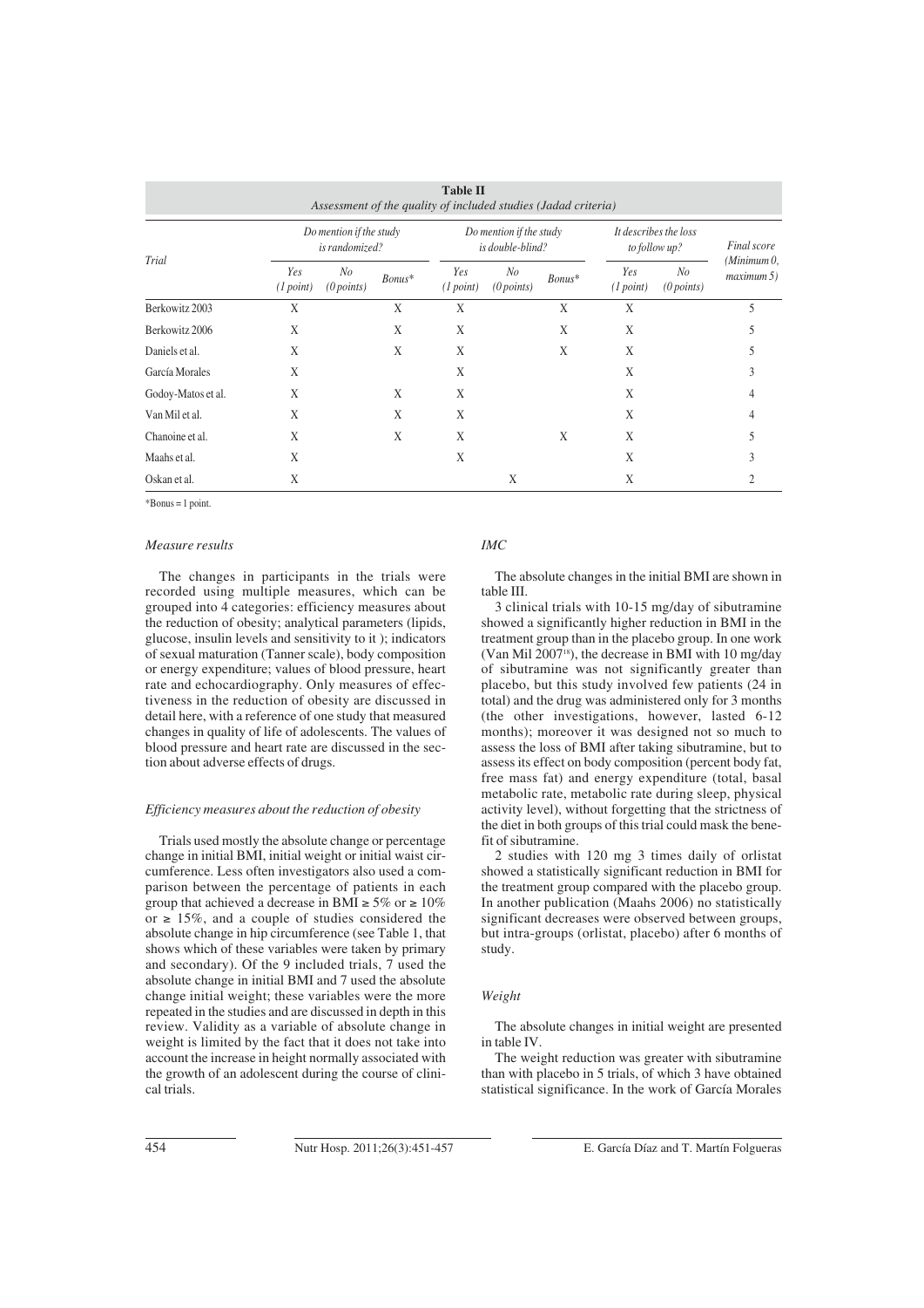**Table II**
*Assessment of the quality of included studies (Jadad criteria)*

| Trial | Do mention if the study is randomized? | | | Do mention if the study is double-blind? | | | It describes the loss to follow up? | | Final score (Minimum 0, maximum 5) |
|---|---|---|---|---|---|---|---|---|---|
| | Yes (1 point) | No (0 points) | Bonus* | Yes (1 point) | No (0 points) | Bonus* | Yes (1 point) | No (0 points) | |
| Berkowitz 2003 | X | | X | X | | X | X | | 5 |
| Berkowitz 2006 | X | | X | X | | X | X | | 5 |
| Daniels et al. | X | | X | X | | X | X | | 5 |
| García Morales | X | | | X | | | X | | 3 |
| Godoy-Matos et al. | X | | X | X | | | X | | 4 |
| Van Mil et al. | X | | X | X | | | X | | 4 |
| Chanoine et al. | X | | X | X | | X | X | | 5 |
| Maahs et al. | X | | | X | | | X | | 3 |
| Oskan et al. | X | | | | X | | X | | 2 |

*Bonus = 1 point.

### *Measure results*

The changes in participants in the trials were recorded using multiple measures, which can be grouped into 4 categories: efficiency measures about the reduction of obesity; analytical parameters (lipids, glucose, insulin levels and sensitivity to it ); indicators of sexual maturation (Tanner scale), body composition or energy expenditure; values of blood pressure, heart rate and echocardiography. Only measures of effectiveness in the reduction of obesity are discussed in detail here, with a reference of one study that measured changes in quality of life of adolescents. The values of blood pressure and heart rate are discussed in the section about adverse effects of drugs.

### *Efficiency measures about the reduction of obesity*

Trials used mostly the absolute change or percentage change in initial BMI, initial weight or initial waist circumference. Less often investigators also used a comparison between the percentage of patients in each group that achieved a decrease in BMI ≥ 5% or ≥ 10% or ≥ 15%, and a couple of studies considered the absolute change in hip circumference (see Table 1, that shows which of these variables were taken by primary and secondary). Of the 9 included trials, 7 used the absolute change in initial BMI and 7 used the absolute change initial weight; these variables were the more repeated in the studies and are discussed in depth in this review. Validity as a variable of absolute change in weight is limited by the fact that it does not take into account the increase in height normally associated with the growth of an adolescent during the course of clinical trials.

### *IMC*

The absolute changes in the initial BMI are shown in table III.

3 clinical trials with 10-15 mg/day of sibutramine showed a significantly higher reduction in BMI in the treatment group than in the placebo group. In one work (Van Mil 2007[18]), the decrease in BMI with 10 mg/day of sibutramine was not significantly greater than placebo, but this study involved few patients (24 in total) and the drug was administered only for 3 months (the other investigations, however, lasted 6-12 months); moreover it was designed not so much to assess the loss of BMI after taking sibutramine, but to assess its effect on body composition (percent body fat, free mass fat) and energy expenditure (total, basal metabolic rate, metabolic rate during sleep, physical activity level), without forgetting that the strictness of the diet in both groups of this trial could mask the benefit of sibutramine.

2 studies with 120 mg 3 times daily of orlistat showed a statistically significant reduction in BMI for the treatment group compared with the placebo group. In another publication (Maahs 2006) no statistically significant decreases were observed between groups, but intra-groups (orlistat, placebo) after 6 months of study.

### *Weight*

The absolute changes in initial weight are presented in table IV.

The weight reduction was greater with sibutramine than with placebo in 5 trials, of which 3 have obtained statistical significance. In the work of García Morales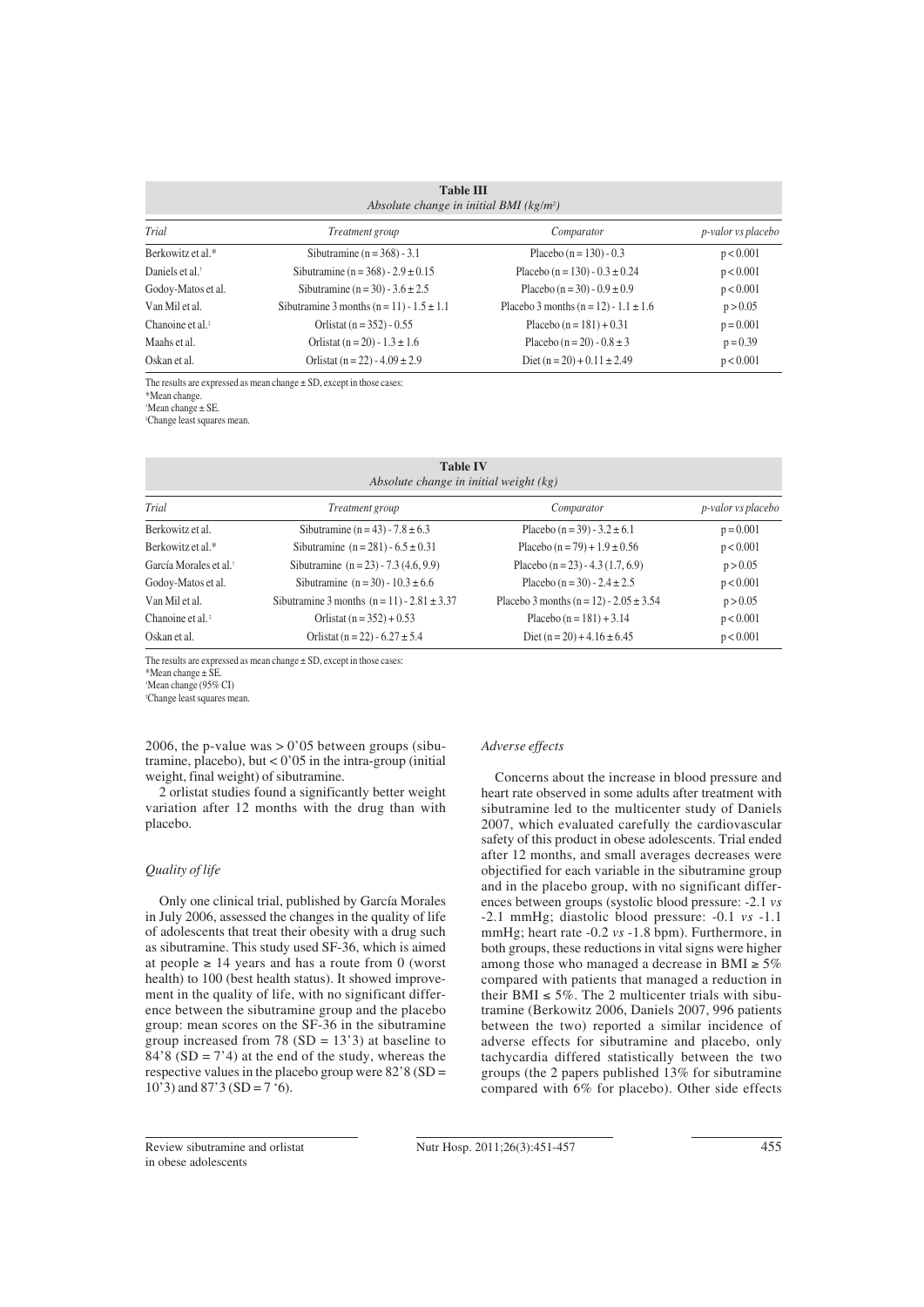**Table III**
*Absolute change in initial BMI (kg/m²)*

| *Trial* | *Treatment group* | *Comparator* | *p-valor vs placebo* |
|---|---|---|---|
| Berkowitz et al.* | Sibutramine (n = 368) - 3.1 | Placebo (n = 130) - 0.3 | p < 0.001 |
| Daniels et al.† | Sibutramine (n = 368) - 2.9 ± 0.15 | Placebo (n = 130) - 0.3 ± 0.24 | p < 0.001 |
| Godoy-Matos et al. | Sibutramine (n = 30) - 3.6 ± 2.5 | Placebo (n = 30) - 0.9 ± 0.9 | p < 0.001 |
| Van Mil et al. | Sibutramine 3 months (n = 11) - 1.5 ± 1.1 | Placebo 3 months (n = 12) - 1.1 ± 1.6 | p > 0.05 |
| Chanoine et al.‡ | Orlistat (n = 352) - 0.55 | Placebo (n = 181) + 0.31 | p = 0.001 |
| Maahs et al. | Orlistat (n = 20) - 1.3 ± 1.6 | Placebo (n = 20) - 0.8 ± 3 | p = 0.39 |
| Oskan et al. | Orlistat (n = 22) - 4.09 ± 2.9 | Diet (n = 20) + 0.11 ± 2.49 | p < 0.001 |

The results are expressed as mean change ± SD, except in those cases:
*Mean change.
†Mean change ± SE.
‡Change least squares mean.

**Table IV**
*Absolute change in initial weight (kg)*

| *Trial* | *Treatment group* | *Comparator* | *p-valor vs placebo* |
|---|---|---|---|
| Berkowitz et al. | Sibutramine (n = 43) - 7.8 ± 6.3 | Placebo (n = 39) - 3.2 ± 6.1 | p = 0.001 |
| Berkowitz et al.* | Sibutramine (n = 281) - 6.5 ± 0.31 | Placebo (n = 79) + 1.9 ± 0.56 | p < 0.001 |
| García Morales et al.† | Sibutramine (n = 23) - 7.3 (4.6, 9.9) | Placebo (n = 23) - 4.3 (1.7, 6.9) | p > 0.05 |
| Godoy-Matos et al. | Sibutramine (n = 30) - 10.3 ± 6.6 | Placebo (n = 30) - 2.4 ± 2.5 | p < 0.001 |
| Van Mil et al. | Sibutramine 3 months (n = 11) - 2.81 ± 3.37 | Placebo 3 months (n = 12) - 2.05 ± 3.54 | p > 0.05 |
| Chanoine et al.‡ | Orlistat (n = 352) + 0.53 | Placebo (n = 181) + 3.14 | p < 0.001 |
| Oskan et al. | Orlistat (n = 22) - 6.27 ± 5.4 | Diet (n = 20) + 4.16 ± 6.45 | p < 0.001 |

The results are expressed as mean change ± SD, except in those cases:
*Mean change ± SE.
†Mean change (95% CI)
‡Change least squares mean.

2006, the p-value was > 0'05 between groups (sibutramine, placebo), but < 0'05 in the intra-group (initial weight, final weight) of sibutramine.

2 orlistat studies found a significantly better weight variation after 12 months with the drug than with placebo.

### *Quality of life*

Only one clinical trial, published by García Morales in July 2006, assessed the changes in the quality of life of adolescents that treat their obesity with a drug such as sibutramine. This study used SF-36, which is aimed at people ≥ 14 years and has a route from 0 (worst health) to 100 (best health status). It showed improvement in the quality of life, with no significant difference between the sibutramine group and the placebo group: mean scores on the SF-36 in the sibutramine group increased from 78 (SD = 13'3) at baseline to 84'8 (SD = 7'4) at the end of the study, whereas the respective values in the placebo group were 82'8 (SD = 10'3) and 87'3 (SD = 7 '6).

### *Adverse effects*

Concerns about the increase in blood pressure and heart rate observed in some adults after treatment with sibutramine led to the multicenter study of Daniels 2007, which evaluated carefully the cardiovascular safety of this product in obese adolescents. Trial ended after 12 months, and small averages decreases were objectified for each variable in the sibutramine group and in the placebo group, with no significant differences between groups (systolic blood pressure: -2.1 *vs* -2.1 mmHg; diastolic blood pressure: -0.1 *vs* -1.1 mmHg; heart rate -0.2 *vs* -1.8 bpm). Furthermore, in both groups, these reductions in vital signs were higher among those who managed a decrease in BMI ≥ 5% compared with patients that managed a reduction in their BMI ≤ 5%. The 2 multicenter trials with sibutramine (Berkowitz 2006, Daniels 2007, 996 patients between the two) reported a similar incidence of adverse effects for sibutramine and placebo, only tachycardia differed statistically between the two groups (the 2 papers published 13% for sibutramine compared with 6% for placebo). Other side effects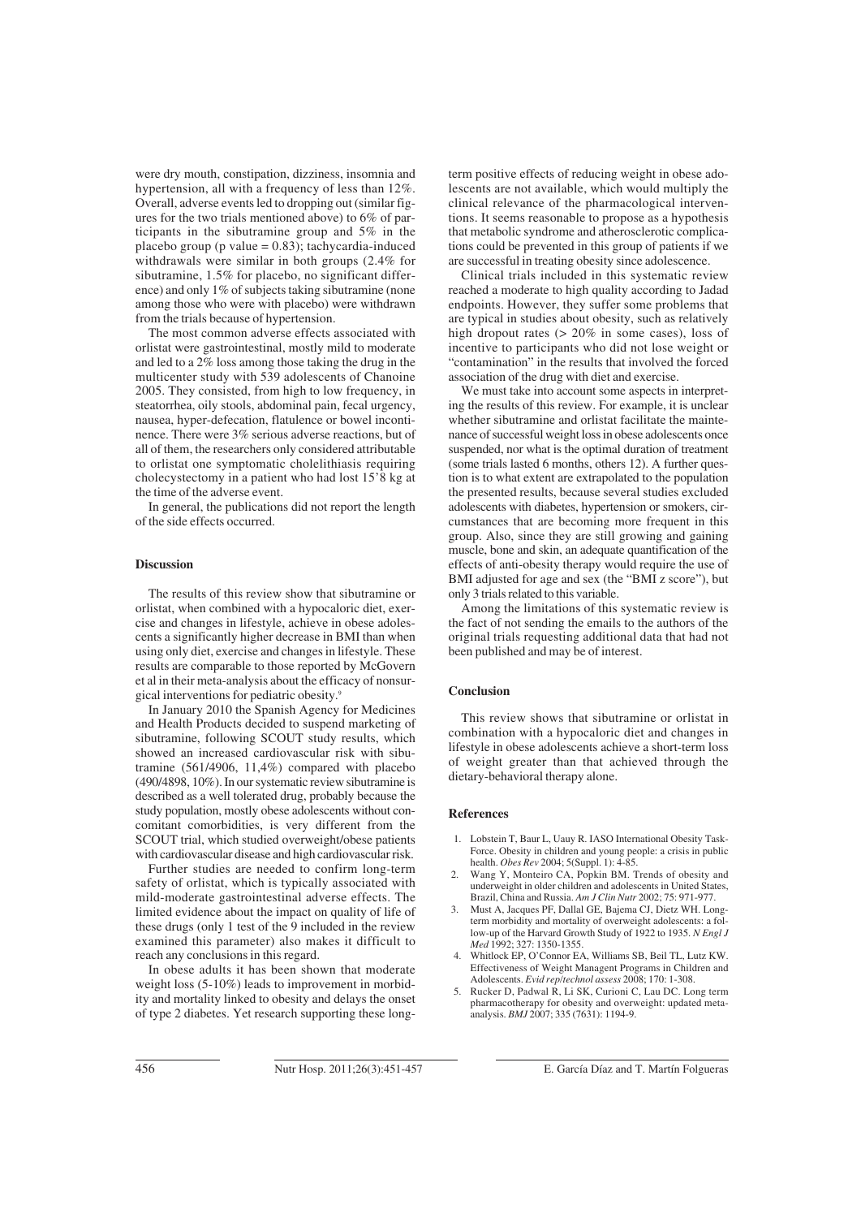were dry mouth, constipation, dizziness, insomnia and hypertension, all with a frequency of less than 12%. Overall, adverse events led to dropping out (similar figures for the two trials mentioned above) to 6% of participants in the sibutramine group and 5% in the placebo group (p value = 0.83); tachycardia-induced withdrawals were similar in both groups (2.4% for sibutramine, 1.5% for placebo, no significant difference) and only 1% of subjects taking sibutramine (none among those who were with placebo) were withdrawn from the trials because of hypertension.

The most common adverse effects associated with orlistat were gastrointestinal, mostly mild to moderate and led to a 2% loss among those taking the drug in the multicenter study with 539 adolescents of Chanoine 2005. They consisted, from high to low frequency, in steatorrhea, oily stools, abdominal pain, fecal urgency, nausea, hyper-defecation, flatulence or bowel incontinence. There were 3% serious adverse reactions, but of all of them, the researchers only considered attributable to orlistat one symptomatic cholelithiasis requiring cholecystectomy in a patient who had lost 15'8 kg at the time of the adverse event.

In general, the publications did not report the length of the side effects occurred.

## Discussion

The results of this review show that sibutramine or orlistat, when combined with a hypocaloric diet, exercise and changes in lifestyle, achieve in obese adolescents a significantly higher decrease in BMI than when using only diet, exercise and changes in lifestyle. These results are comparable to those reported by McGovern et al in their meta-analysis about the efficacy of nonsurgical interventions for pediatric obesity.[9]

In January 2010 the Spanish Agency for Medicines and Health Products decided to suspend marketing of sibutramine, following SCOUT study results, which showed an increased cardiovascular risk with sibutramine (561/4906, 11,4%) compared with placebo (490/4898, 10%). In our systematic review sibutramine is described as a well tolerated drug, probably because the study population, mostly obese adolescents without concomitant comorbidities, is very different from the SCOUT trial, which studied overweight/obese patients with cardiovascular disease and high cardiovascular risk.

Further studies are needed to confirm long-term safety of orlistat, which is typically associated with mild-moderate gastrointestinal adverse effects. The limited evidence about the impact on quality of life of these drugs (only 1 test of the 9 included in the review examined this parameter) also makes it difficult to reach any conclusions in this regard.

In obese adults it has been shown that moderate weight loss (5-10%) leads to improvement in morbidity and mortality linked to obesity and delays the onset of type 2 diabetes. Yet research supporting these long-term positive effects of reducing weight in obese adolescents are not available, which would multiply the clinical relevance of the pharmacological interventions. It seems reasonable to propose as a hypothesis that metabolic syndrome and atherosclerotic complications could be prevented in this group of patients if we are successful in treating obesity since adolescence.

Clinical trials included in this systematic review reached a moderate to high quality according to Jadad endpoints. However, they suffer some problems that are typical in studies about obesity, such as relatively high dropout rates (> 20% in some cases), loss of incentive to participants who did not lose weight or "contamination" in the results that involved the forced association of the drug with diet and exercise.

We must take into account some aspects in interpreting the results of this review. For example, it is unclear whether sibutramine and orlistat facilitate the maintenance of successful weight loss in obese adolescents once suspended, nor what is the optimal duration of treatment (some trials lasted 6 months, others 12). A further question is to what extent are extrapolated to the population the presented results, because several studies excluded adolescents with diabetes, hypertension or smokers, circumstances that are becoming more frequent in this group. Also, since they are still growing and gaining muscle, bone and skin, an adequate quantification of the effects of anti-obesity therapy would require the use of BMI adjusted for age and sex (the "BMI z score"), but only 3 trials related to this variable.

Among the limitations of this systematic review is the fact of not sending the emails to the authors of the original trials requesting additional data that had not been published and may be of interest.

## Conclusion

This review shows that sibutramine or orlistat in combination with a hypocaloric diet and changes in lifestyle in obese adolescents achieve a short-term loss of weight greater than that achieved through the dietary-behavioral therapy alone.

## References

1. Lobstein T, Baur L, Uauy R. IASO International Obesity Task-Force. Obesity in children and young people: a crisis in public health. *Obes Rev* 2004; 5(Suppl. 1): 4-85.
2. Wang Y, Monteiro CA, Popkin BM. Trends of obesity and underweight in older children and adolescents in United States, Brazil, China and Russia. *Am J Clin Nutr* 2002; 75: 971-977.
3. Must A, Jacques PF, Dallal GE, Bajema CJ, Dietz WH. Long-term morbidity and mortality of overweight adolescents: a follow-up of the Harvard Growth Study of 1922 to 1935. *N Engl J Med* 1992; 327: 1350-1355.
4. Whitlock EP, O'Connor EA, Williams SB, Beil TL, Lutz KW. Effectiveness of Weight Managent Programs in Children and Adolescents. *Evid rep/technol assess* 2008; 170: 1-308.
5. Rucker D, Padwal R, Li SK, Curioni C, Lau DC. Long term pharmacotherapy for obesity and overweight: updated meta-analysis. *BMJ* 2007; 335 (7631): 1194-9.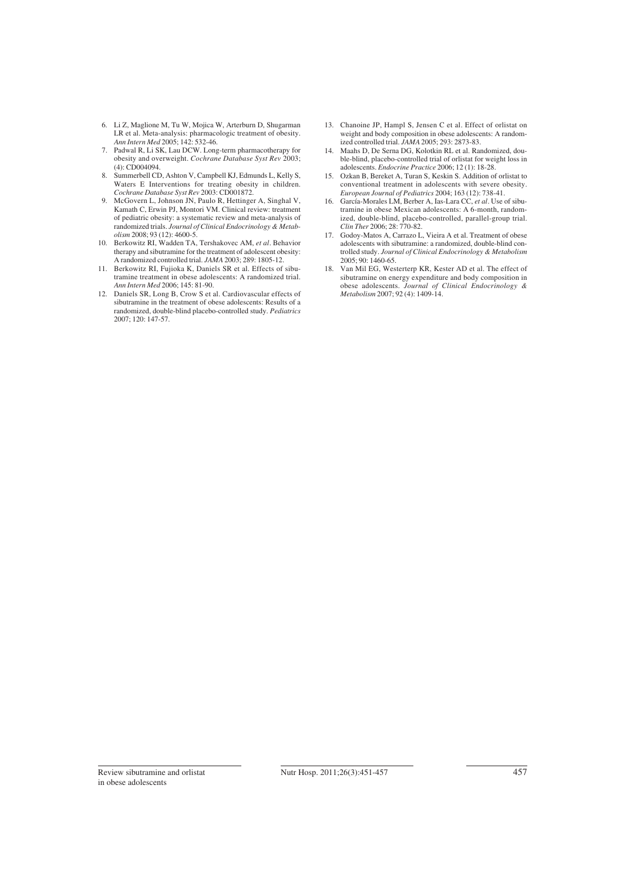6. Li Z, Maglione M, Tu W, Mojica W, Arterburn D, Shugarman LR et al. Meta-analysis: pharmacologic treatment of obesity. *Ann Intern Med* 2005; 142: 532-46.
7. Padwal R, Li SK, Lau DCW. Long-term pharmacotherapy for obesity and overweight. *Cochrane Database Syst Rev* 2003; (4): CD004094.
8. Summerbell CD, Ashton V, Campbell KJ, Edmunds L, Kelly S, Waters E Interventions for treating obesity in children. *Cochrane Database Syst Rev* 2003: CD001872.
9. McGovern L, Johnson JN, Paulo R, Hettinger A, Singhal V, Kamath C, Erwin PJ, Montori VM. Clinical review: treatment of pediatric obesity: a systematic review and meta-analysis of randomized trials. *Journal of Clinical Endocrinology & Metabolism* 2008; 93 (12): 4600-5.
10. Berkowitz RI, Wadden TA, Tershakovec AM, *et al*. Behavior therapy and sibutramine for the treatment of adolescent obesity: A randomized controlled trial. *JAMA* 2003; 289: 1805-12.
11. Berkowitz RI, Fujioka K, Daniels SR et al. Effects of sibutramine treatment in obese adolescents: A randomized trial. *Ann Intern Med* 2006; 145: 81-90.
12. Daniels SR, Long B, Crow S et al. Cardiovascular effects of sibutramine in the treatment of obese adolescents: Results of a randomized, double-blind placebo-controlled study. *Pediatrics* 2007; 120: 147-57.
13. Chanoine JP, Hampl S, Jensen C et al. Effect of orlistat on weight and body composition in obese adolescents: A randomized controlled trial. *JAMA* 2005; 293: 2873-83.
14. Maahs D, De Serna DG, Kolotkin RL et al. Randomized, double-blind, placebo-controlled trial of orlistat for weight loss in adolescents. *Endocrine Practice* 2006; 12 (1): 18-28.
15. Ozkan B, Bereket A, Turan S, Keskin S. Addition of orlistat to conventional treatment in adolescents with severe obesity. *European Journal of Pediatrics* 2004; 163 (12): 738-41.
16. García-Morales LM, Berber A, Ias-Lara CC, *et al*. Use of sibutramine in obese Mexican adolescents: A 6-month, randomized, double-blind, placebo-controlled, parallel-group trial. *Clin Ther* 2006; 28: 770-82.
17. Godoy-Matos A, Carrazo L, Vieira A et al. Treatment of obese adolescents with sibutramine: a randomized, double-blind controlled study. *Journal of Clinical Endocrinology & Metabolism* 2005; 90: 1460-65.
18. Van Mil EG, Westerterp KR, Kester AD et al. The effect of sibutramine on energy expenditure and body composition in obese adolescents. *Journal of Clinical Endocrinology & Metabolism* 2007; 92 (4): 1409-14.